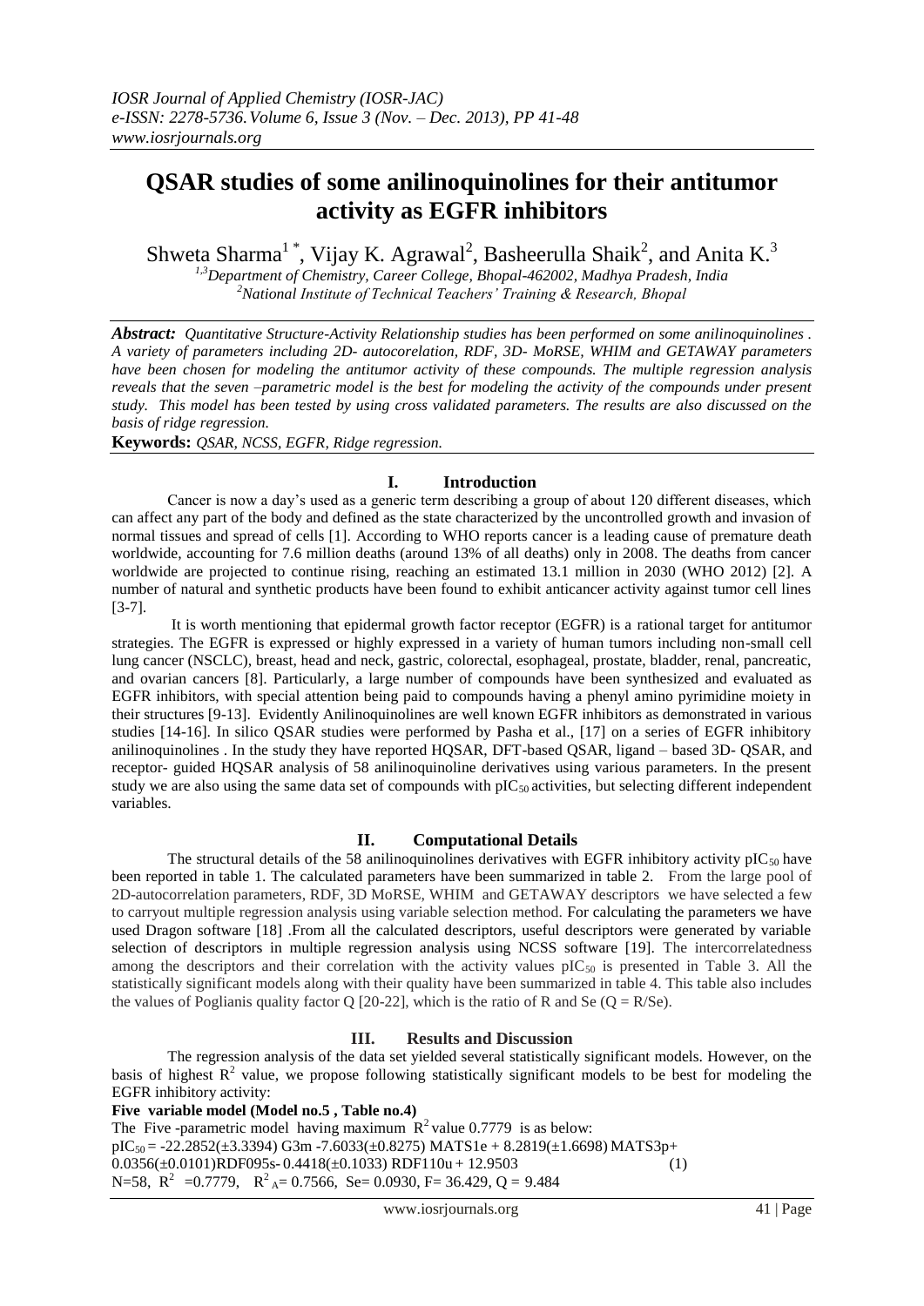# QSAR studies of some anilinoquinolines for their antitumor activity as EGFR inhibitors

Shweta Sharma[1 *], Vijay K. Agrawal[2], Basheerulla Shaik[2], and Anita K.[3]

[1,3]Department of Chemistry, Career College, Bhopal-462002, Madhya Pradesh, India
[2]National Institute of Technical Teachers' Training & Research, Bhopal

***Abstract:*** *Quantitative Structure-Activity Relationship studies has been performed on some anilinoquinolines . A variety of parameters including 2D- autocorelation, RDF, 3D- MoRSE, WHIM and GETAWAY parameters have been chosen for modeling the antitumor activity of these compounds. The multiple regression analysis reveals that the seven –parametric model is the best for modeling the activity of the compounds under present study. This model has been tested by using cross validated parameters. The results are also discussed on the basis of ridge regression.*

**Keywords:** *QSAR, NCSS, EGFR, Ridge regression.*

## I. Introduction

Cancer is now a day's used as a generic term describing a group of about 120 different diseases, which can affect any part of the body and defined as the state characterized by the uncontrolled growth and invasion of normal tissues and spread of cells [1]. According to WHO reports cancer is a leading cause of premature death worldwide, accounting for 7.6 million deaths (around 13% of all deaths) only in 2008. The deaths from cancer worldwide are projected to continue rising, reaching an estimated 13.1 million in 2030 (WHO 2012) [2]. A number of natural and synthetic products have been found to exhibit anticancer activity against tumor cell lines [3-7].

It is worth mentioning that epidermal growth factor receptor (EGFR) is a rational target for antitumor strategies. The EGFR is expressed or highly expressed in a variety of human tumors including non-small cell lung cancer (NSCLC), breast, head and neck, gastric, colorectal, esophageal, prostate, bladder, renal, pancreatic, and ovarian cancers [8]. Particularly, a large number of compounds have been synthesized and evaluated as EGFR inhibitors, with special attention being paid to compounds having a phenyl amino pyrimidine moiety in their structures [9-13]. Evidently Anilinoquinolines are well known EGFR inhibitors as demonstrated in various studies [14-16]. In silico QSAR studies were performed by Pasha et al., [17] on a series of EGFR inhibitory anilinoquinolines . In the study they have reported HQSAR, DFT-based QSAR, ligand – based 3D- QSAR, and receptor- guided HQSAR analysis of 58 anilinoquinoline derivatives using various parameters. In the present study we are also using the same data set of compounds with $pIC_{50}$ activities, but selecting different independent variables.

## II. Computational Details

The structural details of the 58 anilinoquinolines derivatives with EGFR inhibitory activity $pIC_{50}$ have been reported in table 1. The calculated parameters have been summarized in table 2. From the large pool of 2D-autocorrelation parameters, RDF, 3D MoRSE, WHIM and GETAWAY descriptors we have selected a few to carryout multiple regression analysis using variable selection method. For calculating the parameters we have used Dragon software [18] .From all the calculated descriptors, useful descriptors were generated by variable selection of descriptors in multiple regression analysis using NCSS software [19]. The intercorrelatedness among the descriptors and their correlation with the activity values $pIC_{50}$ is presented in Table 3. All the statistically significant models along with their quality have been summarized in table 4. This table also includes the values of Poglianis quality factor Q [20-22], which is the ratio of R and Se ($Q = R/Se$).

## III. Results and Discussion

The regression analysis of the data set yielded several statistically significant models. However, on the basis of highest $R^2$ value, we propose following statistically significant models to be best for modeling the EGFR inhibitory activity:

**Five variable model (Model no.5 , Table no.4)**

The Five -parametric model having maximum $R^2$ value 0.7779 is as below:

$$pIC_{50} = -22.2852(\pm 3.3394)\,G3m - 7.6033(\pm 0.8275)\,MATS1e + 8.2819(\pm 1.6698)\,MATS3p + 0.0356(\pm 0.0101)\,RDF095s - 0.4418(\pm 0.1033)\,RDF110u + 12.9503 \quad (1)$$

$N=58$, $R^2 = 0.7779$, $R^2_A = 0.7566$, $Se = 0.0930$, $F = 36.429$, $Q = 9.484$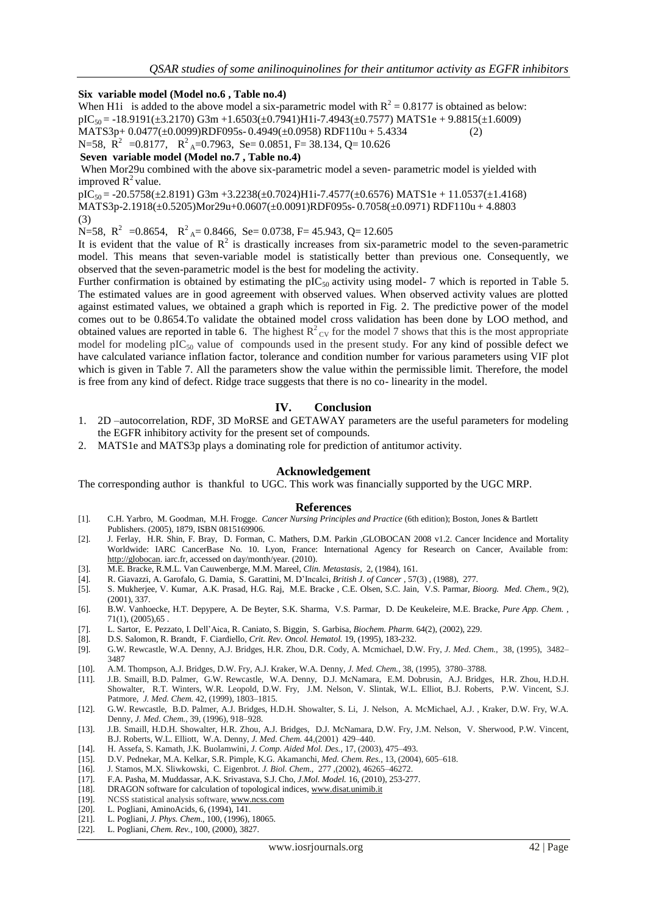**Six variable model (Model no.6 , Table no.4)**

When H1i is added to the above model a six-parametric model with $R^2 = 0.8177$ is obtained as below:

$$pIC_{50} = -18.9191(\pm 3.2170)\ G3m + 1.6503(\pm 0.7941) H1i - 7.4943(\pm 0.7577)\ MATS1e + 9.8815(\pm 1.6009)\ MATS3p + 0.0477(\pm 0.0099) RDF095s - 0.4949(\pm 0.0958)\ RDF110u + 5.4334 \quad (2)$$

N=58, $R^2$ =0.8177, $R^2_A$=0.7963, Se= 0.0851, F= 38.134, Q= 10.626

**Seven variable model (Model no.7 , Table no.4)**

When Mor29u combined with the above six-parametric model a seven- parametric model is yielded with improved $R^2$ value.

$$pIC_{50} = -20.5758(\pm 2.8191)\ G3m + 3.2238(\pm 0.7024) H1i - 7.4577(\pm 0.6576)\ MATS1e + 11.0537(\pm 1.4168)\ MATS3p - 2.1918(\pm 0.5205) Mor29u + 0.0607(\pm 0.0091) RDF095s - 0.7058(\pm 0.0971)\ RDF110u + 4.8803 \quad (3)$$

N=58, $R^2$ =0.8654, $R^2_A$= 0.8466, Se= 0.0738, F= 45.943, Q= 12.605

It is evident that the value of $R^2$ is drastically increases from six-parametric model to the seven-parametric model. This means that seven-variable model is statistically better than previous one. Consequently, we observed that the seven-parametric model is the best for modeling the activity.

Further confirmation is obtained by estimating the $pIC_{50}$ activity using model- 7 which is reported in Table 5. The estimated values are in good agreement with observed values. When observed activity values are plotted against estimated values, we obtained a graph which is reported in Fig. 2. The predictive power of the model comes out to be 0.8654.To validate the obtained model cross validation has been done by LOO method, and obtained values are reported in table 6. The highest $R^2_{CV}$ for the model 7 shows that this is the most appropriate model for modeling $pIC_{50}$ value of compounds used in the present study. For any kind of possible defect we have calculated variance inflation factor, tolerance and condition number for various parameters using VIF plot which is given in Table 7. All the parameters show the value within the permissible limit. Therefore, the model is free from any kind of defect. Ridge trace suggests that there is no co- linearity in the model.

## IV. Conclusion

1. 2D –autocorrelation, RDF, 3D MoRSE and GETAWAY parameters are the useful parameters for modeling the EGFR inhibitory activity for the present set of compounds.
2. MATS1e and MATS3p plays a dominating role for prediction of antitumor activity.

## Acknowledgement

The corresponding author is thankful to UGC. This work was financially supported by the UGC MRP.

## References

[1]. C.H. Yarbro, M. Goodman, M.H. Frogge. *Cancer Nursing Principles and Practice* (6th edition); Boston, Jones & Bartlett Publishers. (2005), 1879, ISBN 0815169906.

[2]. J. Ferlay, H.R. Shin, F. Bray, D. Forman, C. Mathers, D.M. Parkin ,GLOBOCAN 2008 v1.2. Cancer Incidence and Mortality Worldwide: IARC CancerBase No. 10. Lyon, France: International Agency for Research on Cancer, Available from: http://globocan. iarc.fr, accessed on day/month/year. (2010).

[3]. M.E. Bracke, R.M.L. Van Cauwenberge, M.M. Mareel, *Clin. Metastasis*, 2, (1984), 161.

[4]. R. Giavazzi, A. Garofalo, G. Damia, S. Garattini, M. D'Incalci, *British J. of Cancer* , 57(3) , (1988), 277.

[5]. S. Mukherjee, V. Kumar, A.K. Prasad, H.G. Raj, M.E. Bracke , C.E. Olsen, S.C. Jain, V.S. Parmar, *Bioorg. Med. Chem.*, 9(2), (2001), 337.

[6]. B.W. Vanhoecke, H.T. Depypere, A. De Beyter, S.K. Sharma, V.S. Parmar, D. De Keukeleire, M.E. Bracke, *Pure App. Chem.* , 71(1), (2005),65 .

[7]. L. Sartor, E. Pezzato, I. Dell'Aica, R. Caniato, S. Biggin, S. Garbisa, *Biochem. Pharm.* 64(2), (2002), 229.

[8]. D.S. Salomon, R. Brandt, F. Ciardiello, *Crit. Rev. Oncol. Hematol.* 19, (1995), 183-232.

[9]. G.W. Rewcastle, W.A. Denny, A.J. Bridges, H.R. Zhou, D.R. Cody, A. Mcmichael, D.W. Fry, *J. Med. Chem.*, 38, (1995), 3482–3487

[10]. A.M. Thompson, A.J. Bridges, D.W. Fry, A.J. Kraker, W.A. Denny, *J. Med. Chem.*, 38, (1995), 3780–3788.

[11]. J.B. Smaill, B.D. Palmer, G.W. Rewcastle, W.A. Denny, D.J. McNamara, E.M. Dobrusin, A.J. Bridges, H.R. Zhou, H.D.H. Showalter, R.T. Winters, W.R. Leopold, D.W. Fry, J.M. Nelson, V. Slintak, W.L. Elliot, B.J. Roberts, P.W. Vincent, S.J. Patmore, *J. Med. Chem.* 42, (1999), 1803–1815.

[12]. G.W. Rewcastle, B.D. Palmer, A.J. Bridges, H.D.H. Showalter, S. Li, J. Nelson, A. McMichael, A.J. , Kraker, D.W. Fry, W.A. Denny, *J. Med. Chem.*, 39, (1996), 918–928.

[13]. J.B. Smaill, H.D.H. Showalter, H.R. Zhou, A.J. Bridges, D.J. McNamara, D.W. Fry, J.M. Nelson, V. Sherwood, P.W. Vincent, B.J. Roberts, W.L. Elliott, W.A. Denny, *J. Med. Chem.* 44,(2001) 429–440.

[14]. H. Assefa, S. Kamath, J.K. Buolamwini, *J. Comp. Aided Mol. Des.*, 17, (2003), 475–493.

[15]. D.V. Pednekar, M.A. Kelkar, S.R. Pimple, K.G. Akamanchi, *Med. Chem. Res.*, 13, (2004), 605–618.

[16]. J. Stamos, M.X. Sliwkowski, C. Eigenbrot. *J. Biol. Chem.*, 277 ,(2002), 46265–46272.

[17]. F.A. Pasha, M. Muddassar, A.K. Srivastava, S.J. Cho, *J.Mol. Model.* 16, (2010), 253-277.

[18]. DRAGON software for calculation of topological indices, www.disat.unimib.it

[19]. NCSS statistical analysis software, www.ncss.com

[20]. L. Pogliani, AminoAcids, 6, (1994), 141.

[21]. L. Pogliani, *J. Phys. Chem.*, 100, (1996), 18065.

[22]. L. Pogliani, *Chem. Rev.*, 100, (2000), 3827.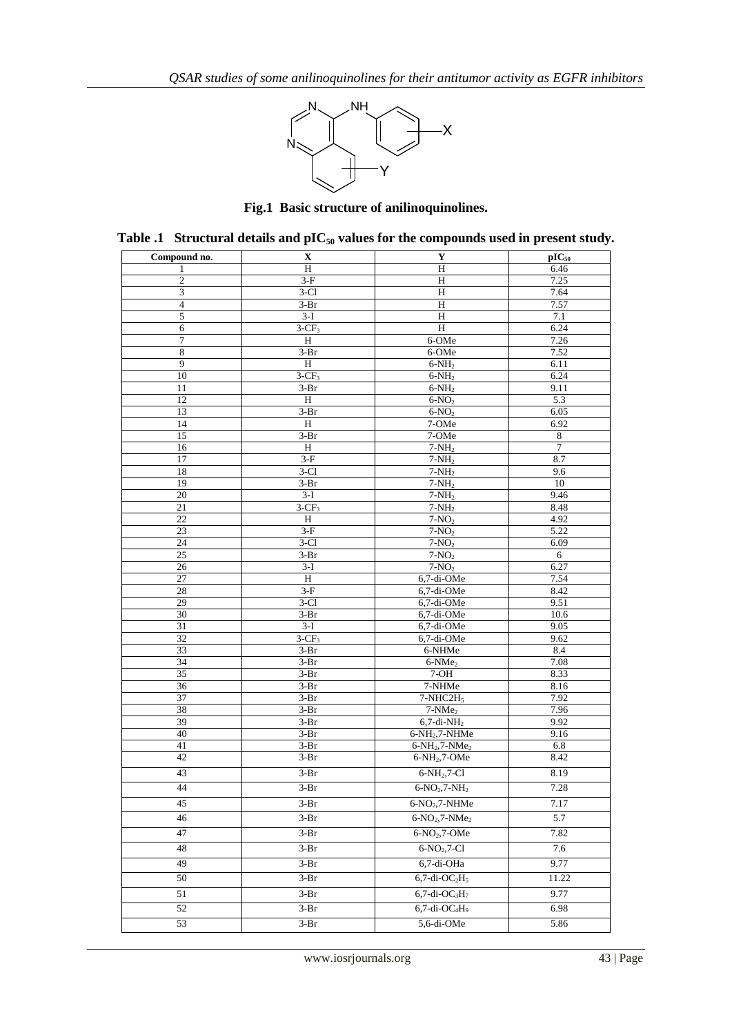**Fig.1 Basic structure of anilinoquinolines.**

**Table .1 Structural details and $pIC_{50}$ values for the compounds used in present study.**

| Compound no. | X | Y | $pIC_{50}$ |
|---|---|---|---|
| 1 | H | H | 6.46 |
| 2 | 3-F | H | 7.25 |
| 3 | 3-Cl | H | 7.64 |
| 4 | 3-Br | H | 7.57 |
| 5 | 3-I | H | 7.1 |
| 6 | 3-$CF_3$ | H | 6.24 |
| 7 | H | 6-OMe | 7.26 |
| 8 | 3-Br | 6-OMe | 7.52 |
| 9 | H | 6-$NH_2$ | 6.11 |
| 10 | 3-$CF_3$ | 6-$NH_2$ | 6.24 |
| 11 | 3-Br | 6-$NH_2$ | 9.11 |
| 12 | H | 6-$NO_2$ | 5.3 |
| 13 | 3-Br | 6-$NO_2$ | 6.05 |
| 14 | H | 7-OMe | 6.92 |
| 15 | 3-Br | 7-OMe | 8 |
| 16 | H | 7-$NH_2$ | 7 |
| 17 | 3-F | 7-$NH_2$ | 8.7 |
| 18 | 3-Cl | 7-$NH_2$ | 9.6 |
| 19 | 3-Br | 7-$NH_2$ | 10 |
| 20 | 3-I | 7-$NH_2$ | 9.46 |
| 21 | 3-$CF_3$ | 7-$NH_2$ | 8.48 |
| 22 | H | 7-$NO_2$ | 4.92 |
| 23 | 3-F | 7-$NO_2$ | 5.22 |
| 24 | 3-Cl | 7-$NO_2$ | 6.09 |
| 25 | 3-Br | 7-$NO_2$ | 6 |
| 26 | 3-I | 7-$NO_2$ | 6.27 |
| 27 | H | 6,7-di-OMe | 7.54 |
| 28 | 3-F | 6,7-di-OMe | 8.42 |
| 29 | 3-Cl | 6,7-di-OMe | 9.51 |
| 30 | 3-Br | 6,7-di-OMe | 10.6 |
| 31 | 3-I | 6,7-di-OMe | 9.05 |
| 32 | 3-$CF_3$ | 6,7-di-OMe | 9.62 |
| 33 | 3-Br | 6-NHMe | 8.4 |
| 34 | 3-Br | 6-$NMe_2$ | 7.08 |
| 35 | 3-Br | 7-OH | 8.33 |
| 36 | 3-Br | 7-NHMe | 8.16 |
| 37 | 3-Br | 7-NHC2$H_5$ | 7.92 |
| 38 | 3-Br | 7-$NMe_2$ | 7.96 |
| 39 | 3-Br | 6,7-di-$NH_2$ | 9.92 |
| 40 | 3-Br | 6-$NH_2$,7-NHMe | 9.16 |
| 41 | 3-Br | 6-$NH_2$,7-$NMe_2$ | 6.8 |
| 42 | 3-Br | 6-$NH_2$,7-OMe | 8.42 |
| 43 | 3-Br | 6-$NH_2$,7-Cl | 8.19 |
| 44 | 3-Br | 6-$NO_2$,7-$NH_2$ | 7.28 |
| 45 | 3-Br | 6-$NO_2$,7-NHMe | 7.17 |
| 46 | 3-Br | 6-$NO_2$,7-$NMe_2$ | 5.7 |
| 47 | 3-Br | 6-$NO_2$,7-OMe | 7.82 |
| 48 | 3-Br | 6-$NO_2$,7-Cl | 7.6 |
| 49 | 3-Br | 6,7-di-OHa | 9.77 |
| 50 | 3-Br | 6,7-di-$OC_2H_5$ | 11.22 |
| 51 | 3-Br | 6,7-di-$OC_3H_7$ | 9.77 |
| 52 | 3-Br | 6,7-di-$OC_4H_9$ | 6.98 |
| 53 | 3-Br | 5,6-di-OMe | 5.86 |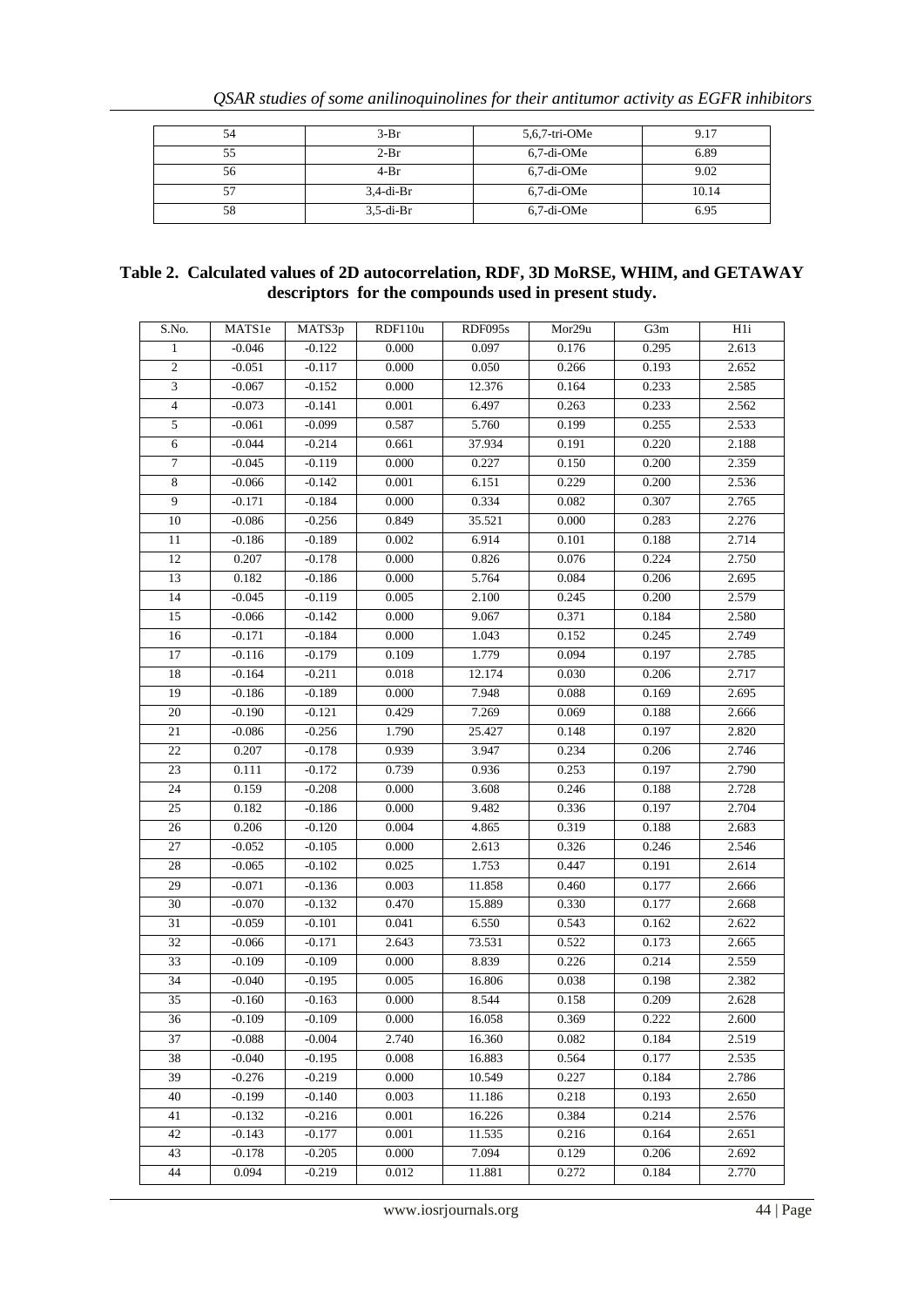| 54 | 3-Br | 5,6,7-tri-OMe | 9.17 |
|---|---|---|---|
| 55 | 2-Br | 6,7-di-OMe | 6.89 |
| 56 | 4-Br | 6,7-di-OMe | 9.02 |
| 57 | 3,4-di-Br | 6,7-di-OMe | 10.14 |
| 58 | 3,5-di-Br | 6,7-di-OMe | 6.95 |

**Table 2. Calculated values of 2D autocorrelation, RDF, 3D MoRSE, WHIM, and GETAWAY descriptors for the compounds used in present study.**

| S.No. | MATS1e | MATS3p | RDF110u | RDF095s | Mor29u | G3m | H1i |
|---|---|---|---|---|---|---|---|
| 1 | -0.046 | -0.122 | 0.000 | 0.097 | 0.176 | 0.295 | 2.613 |
| 2 | -0.051 | -0.117 | 0.000 | 0.050 | 0.266 | 0.193 | 2.652 |
| 3 | -0.067 | -0.152 | 0.000 | 12.376 | 0.164 | 0.233 | 2.585 |
| 4 | -0.073 | -0.141 | 0.001 | 6.497 | 0.263 | 0.233 | 2.562 |
| 5 | -0.061 | -0.099 | 0.587 | 5.760 | 0.199 | 0.255 | 2.533 |
| 6 | -0.044 | -0.214 | 0.661 | 37.934 | 0.191 | 0.220 | 2.188 |
| 7 | -0.045 | -0.119 | 0.000 | 0.227 | 0.150 | 0.200 | 2.359 |
| 8 | -0.066 | -0.142 | 0.001 | 6.151 | 0.229 | 0.200 | 2.536 |
| 9 | -0.171 | -0.184 | 0.000 | 0.334 | 0.082 | 0.307 | 2.765 |
| 10 | -0.086 | -0.256 | 0.849 | 35.521 | 0.000 | 0.283 | 2.276 |
| 11 | -0.186 | -0.189 | 0.002 | 6.914 | 0.101 | 0.188 | 2.714 |
| 12 | 0.207 | -0.178 | 0.000 | 0.826 | 0.076 | 0.224 | 2.750 |
| 13 | 0.182 | -0.186 | 0.000 | 5.764 | 0.084 | 0.206 | 2.695 |
| 14 | -0.045 | -0.119 | 0.005 | 2.100 | 0.245 | 0.200 | 2.579 |
| 15 | -0.066 | -0.142 | 0.000 | 9.067 | 0.371 | 0.184 | 2.580 |
| 16 | -0.171 | -0.184 | 0.000 | 1.043 | 0.152 | 0.245 | 2.749 |
| 17 | -0.116 | -0.179 | 0.109 | 1.779 | 0.094 | 0.197 | 2.785 |
| 18 | -0.164 | -0.211 | 0.018 | 12.174 | 0.030 | 0.206 | 2.717 |
| 19 | -0.186 | -0.189 | 0.000 | 7.948 | 0.088 | 0.169 | 2.695 |
| 20 | -0.190 | -0.121 | 0.429 | 7.269 | 0.069 | 0.188 | 2.666 |
| 21 | -0.086 | -0.256 | 1.790 | 25.427 | 0.148 | 0.197 | 2.820 |
| 22 | 0.207 | -0.178 | 0.939 | 3.947 | 0.234 | 0.206 | 2.746 |
| 23 | 0.111 | -0.172 | 0.739 | 0.936 | 0.253 | 0.197 | 2.790 |
| 24 | 0.159 | -0.208 | 0.000 | 3.608 | 0.246 | 0.188 | 2.728 |
| 25 | 0.182 | -0.186 | 0.000 | 9.482 | 0.336 | 0.197 | 2.704 |
| 26 | 0.206 | -0.120 | 0.004 | 4.865 | 0.319 | 0.188 | 2.683 |
| 27 | -0.052 | -0.105 | 0.000 | 2.613 | 0.326 | 0.246 | 2.546 |
| 28 | -0.065 | -0.102 | 0.025 | 1.753 | 0.447 | 0.191 | 2.614 |
| 29 | -0.071 | -0.136 | 0.003 | 11.858 | 0.460 | 0.177 | 2.666 |
| 30 | -0.070 | -0.132 | 0.470 | 15.889 | 0.330 | 0.177 | 2.668 |
| 31 | -0.059 | -0.101 | 0.041 | 6.550 | 0.543 | 0.162 | 2.622 |
| 32 | -0.066 | -0.171 | 2.643 | 73.531 | 0.522 | 0.173 | 2.665 |
| 33 | -0.109 | -0.109 | 0.000 | 8.839 | 0.226 | 0.214 | 2.559 |
| 34 | -0.040 | -0.195 | 0.005 | 16.806 | 0.038 | 0.198 | 2.382 |
| 35 | -0.160 | -0.163 | 0.000 | 8.544 | 0.158 | 0.209 | 2.628 |
| 36 | -0.109 | -0.109 | 0.000 | 16.058 | 0.369 | 0.222 | 2.600 |
| 37 | -0.088 | -0.004 | 2.740 | 16.360 | 0.082 | 0.184 | 2.519 |
| 38 | -0.040 | -0.195 | 0.008 | 16.883 | 0.564 | 0.177 | 2.535 |
| 39 | -0.276 | -0.219 | 0.000 | 10.549 | 0.227 | 0.184 | 2.786 |
| 40 | -0.199 | -0.140 | 0.003 | 11.186 | 0.218 | 0.193 | 2.650 |
| 41 | -0.132 | -0.216 | 0.001 | 16.226 | 0.384 | 0.214 | 2.576 |
| 42 | -0.143 | -0.177 | 0.001 | 11.535 | 0.216 | 0.164 | 2.651 |
| 43 | -0.178 | -0.205 | 0.000 | 7.094 | 0.129 | 0.206 | 2.692 |
| 44 | 0.094 | -0.219 | 0.012 | 11.881 | 0.272 | 0.184 | 2.770 |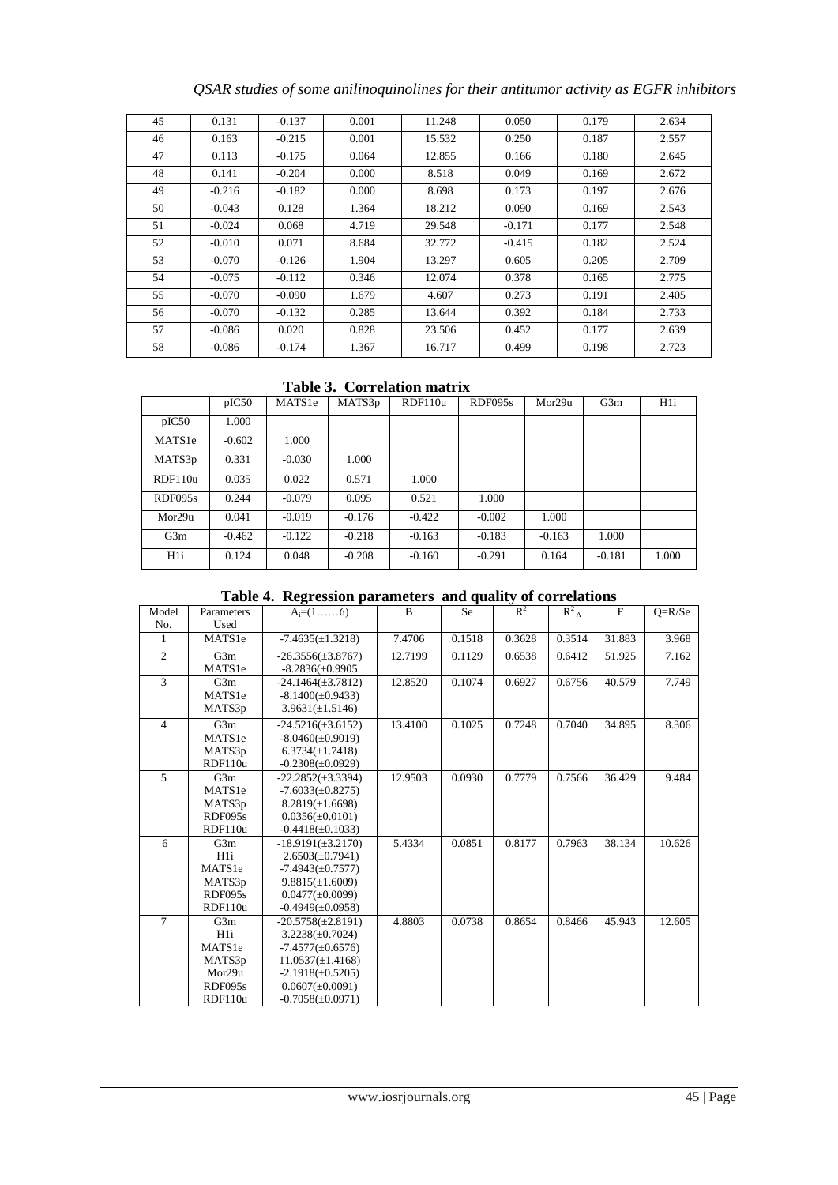| 45 | 0.131 | -0.137 | 0.001 | 11.248 | 0.050 | 0.179 | 2.634 |
|---|---|---|---|---|---|---|---|
| 46 | 0.163 | -0.215 | 0.001 | 15.532 | 0.250 | 0.187 | 2.557 |
| 47 | 0.113 | -0.175 | 0.064 | 12.855 | 0.166 | 0.180 | 2.645 |
| 48 | 0.141 | -0.204 | 0.000 | 8.518 | 0.049 | 0.169 | 2.672 |
| 49 | -0.216 | -0.182 | 0.000 | 8.698 | 0.173 | 0.197 | 2.676 |
| 50 | -0.043 | 0.128 | 1.364 | 18.212 | 0.090 | 0.169 | 2.543 |
| 51 | -0.024 | 0.068 | 4.719 | 29.548 | -0.171 | 0.177 | 2.548 |
| 52 | -0.010 | 0.071 | 8.684 | 32.772 | -0.415 | 0.182 | 2.524 |
| 53 | -0.070 | -0.126 | 1.904 | 13.297 | 0.605 | 0.205 | 2.709 |
| 54 | -0.075 | -0.112 | 0.346 | 12.074 | 0.378 | 0.165 | 2.775 |
| 55 | -0.070 | -0.090 | 1.679 | 4.607 | 0.273 | 0.191 | 2.405 |
| 56 | -0.070 | -0.132 | 0.285 | 13.644 | 0.392 | 0.184 | 2.733 |
| 57 | -0.086 | 0.020 | 0.828 | 23.506 | 0.452 | 0.177 | 2.639 |
| 58 | -0.086 | -0.174 | 1.367 | 16.717 | 0.499 | 0.198 | 2.723 |

**Table 3. Correlation matrix**

| | pIC50 | MATS1e | MATS3p | RDF110u | RDF095s | Mor29u | G3m | H1i |
|---|---|---|---|---|---|---|---|---|
| pIC50 | 1.000 | | | | | | | |
| MATS1e | -0.602 | 1.000 | | | | | | |
| MATS3p | 0.331 | -0.030 | 1.000 | | | | | |
| RDF110u | 0.035 | 0.022 | 0.571 | 1.000 | | | | |
| RDF095s | 0.244 | -0.079 | 0.095 | 0.521 | 1.000 | | | |
| Mor29u | 0.041 | -0.019 | -0.176 | -0.422 | -0.002 | 1.000 | | |
| G3m | -0.462 | -0.122 | -0.218 | -0.163 | -0.183 | -0.163 | 1.000 | |
| H1i | 0.124 | 0.048 | -0.208 | -0.160 | -0.291 | 0.164 | -0.181 | 1.000 |

**Table 4. Regression parameters and quality of correlations**

| Model No. | Parameters Used | $A_i$=(1……6) | B | Se | $R^2$ | $R^2_A$ | F | Q=R/Se |
|---|---|---|---|---|---|---|---|---|
| 1 | MATS1e | -7.4635(±1.3218) | 7.4706 | 0.1518 | 0.3628 | 0.3514 | 31.883 | 3.968 |
| 2 | G3m<br>MATS1e | -26.3556(±3.8767)<br>-8.2836(±0.9905 | 12.7199 | 0.1129 | 0.6538 | 0.6412 | 51.925 | 7.162 |
| 3 | G3m<br>MATS1e<br>MATS3p | -24.1464(±3.7812)<br>-8.1400(±0.9433)<br>3.9631(±1.5146) | 12.8520 | 0.1074 | 0.6927 | 0.6756 | 40.579 | 7.749 |
| 4 | G3m<br>MATS1e<br>MATS3p<br>RDF110u | -24.5216(±3.6152)<br>-8.0460(±0.9019)<br>6.3734(±1.7418)<br>-0.2308(±0.0929) | 13.4100 | 0.1025 | 0.7248 | 0.7040 | 34.895 | 8.306 |
| 5 | G3m<br>MATS1e<br>MATS3p<br>RDF095s<br>RDF110u | -22.2852(±3.3394)<br>-7.6033(±0.8275)<br>8.2819(±1.6698)<br>0.0356(±0.0101)<br>-0.4418(±0.1033) | 12.9503 | 0.0930 | 0.7779 | 0.7566 | 36.429 | 9.484 |
| 6 | G3m<br>H1i<br>MATS1e<br>MATS3p<br>RDF095s<br>RDF110u | -18.9191(±3.2170)<br>2.6503(±0.7941)<br>-7.4943(±0.7577)<br>9.8815(±1.6009)<br>0.0477(±0.0099)<br>-0.4949(±0.0958) | 5.4334 | 0.0851 | 0.8177 | 0.7963 | 38.134 | 10.626 |
| 7 | G3m<br>H1i<br>MATS1e<br>MATS3p<br>Mor29u<br>RDF095s<br>RDF110u | -20.5758(±2.8191)<br>3.2238(±0.7024)<br>-7.4577(±0.6576)<br>11.0537(±1.4168)<br>-2.1918(±0.5205)<br>0.0607(±0.0091)<br>-0.7058(±0.0971) | 4.8803 | 0.0738 | 0.8654 | 0.8466 | 45.943 | 12.605 |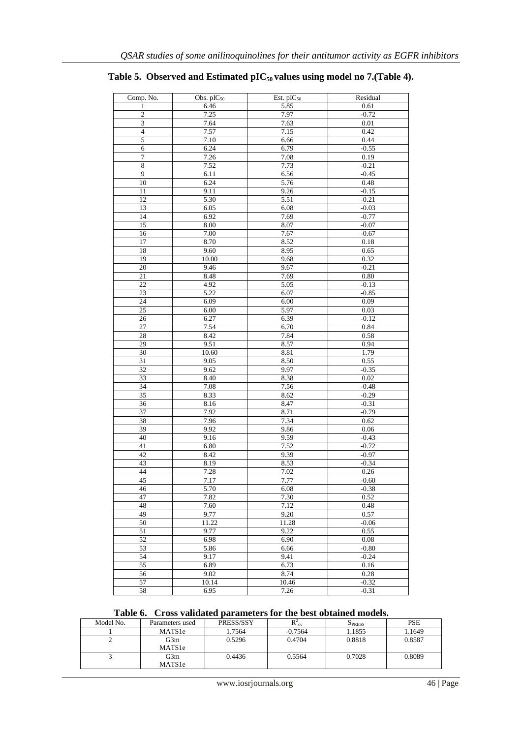**Table 5. Observed and Estimated $pIC_{50}$ values using model no 7.(Table 4).**

| Comp. No. | Obs. $pIC_{50}$ | Est. $pIC_{50}$ | Residual |
|---|---|---|---|
| 1 | 6.46 | 5.85 | 0.61 |
| 2 | 7.25 | 7.97 | -0.72 |
| 3 | 7.64 | 7.63 | 0.01 |
| 4 | 7.57 | 7.15 | 0.42 |
| 5 | 7.10 | 6.66 | 0.44 |
| 6 | 6.24 | 6.79 | -0.55 |
| 7 | 7.26 | 7.08 | 0.19 |
| 8 | 7.52 | 7.73 | -0.21 |
| 9 | 6.11 | 6.56 | -0.45 |
| 10 | 6.24 | 5.76 | 0.48 |
| 11 | 9.11 | 9.26 | -0.15 |
| 12 | 5.30 | 5.51 | -0.21 |
| 13 | 6.05 | 6.08 | -0.03 |
| 14 | 6.92 | 7.69 | -0.77 |
| 15 | 8.00 | 8.07 | -0.07 |
| 16 | 7.00 | 7.67 | -0.67 |
| 17 | 8.70 | 8.52 | 0.18 |
| 18 | 9.60 | 8.95 | 0.65 |
| 19 | 10.00 | 9.68 | 0.32 |
| 20 | 9.46 | 9.67 | -0.21 |
| 21 | 8.48 | 7.69 | 0.80 |
| 22 | 4.92 | 5.05 | -0.13 |
| 23 | 5.22 | 6.07 | -0.85 |
| 24 | 6.09 | 6.00 | 0.09 |
| 25 | 6.00 | 5.97 | 0.03 |
| 26 | 6.27 | 6.39 | -0.12 |
| 27 | 7.54 | 6.70 | 0.84 |
| 28 | 8.42 | 7.84 | 0.58 |
| 29 | 9.51 | 8.57 | 0.94 |
| 30 | 10.60 | 8.81 | 1.79 |
| 31 | 9.05 | 8.50 | 0.55 |
| 32 | 9.62 | 9.97 | -0.35 |
| 33 | 8.40 | 8.38 | 0.02 |
| 34 | 7.08 | 7.56 | -0.48 |
| 35 | 8.33 | 8.62 | -0.29 |
| 36 | 8.16 | 8.47 | -0.31 |
| 37 | 7.92 | 8.71 | -0.79 |
| 38 | 7.96 | 7.34 | 0.62 |
| 39 | 9.92 | 9.86 | 0.06 |
| 40 | 9.16 | 9.59 | -0.43 |
| 41 | 6.80 | 7.52 | -0.72 |
| 42 | 8.42 | 9.39 | -0.97 |
| 43 | 8.19 | 8.53 | -0.34 |
| 44 | 7.28 | 7.02 | 0.26 |
| 45 | 7.17 | 7.77 | -0.60 |
| 46 | 5.70 | 6.08 | -0.38 |
| 47 | 7.82 | 7.30 | 0.52 |
| 48 | 7.60 | 7.12 | 0.48 |
| 49 | 9.77 | 9.20 | 0.57 |
| 50 | 11.22 | 11.28 | -0.06 |
| 51 | 9.77 | 9.22 | 0.55 |
| 52 | 6.98 | 6.90 | 0.08 |
| 53 | 5.86 | 6.66 | -0.80 |
| 54 | 9.17 | 9.41 | -0.24 |
| 55 | 6.89 | 6.73 | 0.16 |
| 56 | 9.02 | 8.74 | 0.28 |
| 57 | 10.14 | 10.46 | -0.32 |
| 58 | 6.95 | 7.26 | -0.31 |

**Table 6. Cross validated parameters for the best obtained models.**

| Model No. | Parameters used | PRESS/SSY | $R^2_{cv}$ | $S_{PRESS}$ | PSE |
|---|---|---|---|---|---|
| 1 | MATS1e | 1.7564 | -0.7564 | 1.1855 | 1.1649 |
| 2 | G3m MATS1e | 0.5296 | 0.4704 | 0.8818 | 0.8587 |
| 3 | G3m MATS1e | 0.4436 | 0.5564 | 0.7028 | 0.8089 |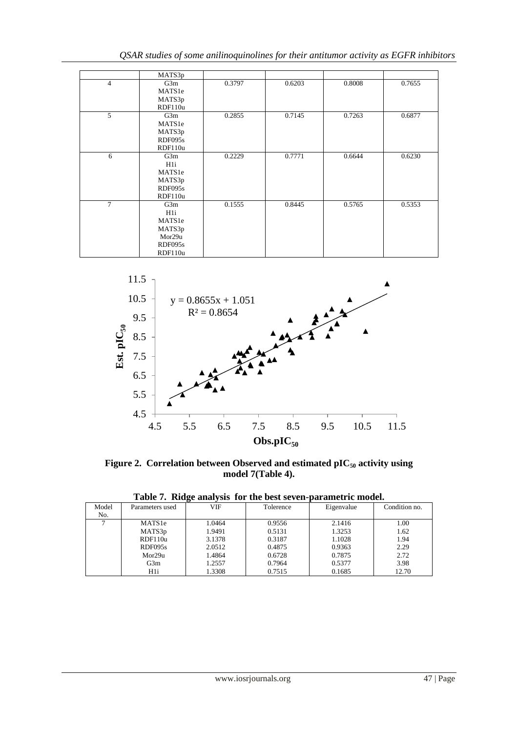| | MATS3p | | | | |
|---|---|---|---|---|---|
| 4 | G3m<br>MATS1e<br>MATS3p<br>RDF110u | 0.3797 | 0.6203 | 0.8008 | 0.7655 |
| 5 | G3m<br>MATS1e<br>MATS3p<br>RDF095s<br>RDF110u | 0.2855 | 0.7145 | 0.7263 | 0.6877 |
| 6 | G3m<br>H1i<br>MATS1e<br>MATS3p<br>RDF095s<br>RDF110u | 0.2229 | 0.7771 | 0.6644 | 0.6230 |
| 7 | G3m<br>H1i<br>MATS1e<br>MATS3p<br>Mor29u<br>RDF095s<br>RDF110u | 0.1555 | 0.8445 | 0.5765 | 0.5353 |

**Figure 2. Correlation between Observed and estimated $pIC_{50}$ activity using model 7(Table 4).**

**Table 7. Ridge analysis for the best seven-parametric model.**

| Model No. | Parameters used | VIF | Tolerence | Eigenvalue | Condition no. |
|---|---|---|---|---|---|
| 7 | MATS1e | 1.0464 | 0.9556 | 2.1416 | 1.00 |
| | MATS3p | 1.9491 | 0.5131 | 1.3253 | 1.62 |
| | RDF110u | 3.1378 | 0.3187 | 1.1028 | 1.94 |
| | RDF095s | 2.0512 | 0.4875 | 0.9363 | 2.29 |
| | Mor29u | 1.4864 | 0.6728 | 0.7875 | 2.72 |
| | G3m | 1.2557 | 0.7964 | 0.5377 | 3.98 |
| | H1i | 1.3308 | 0.7515 | 0.1685 | 12.70 |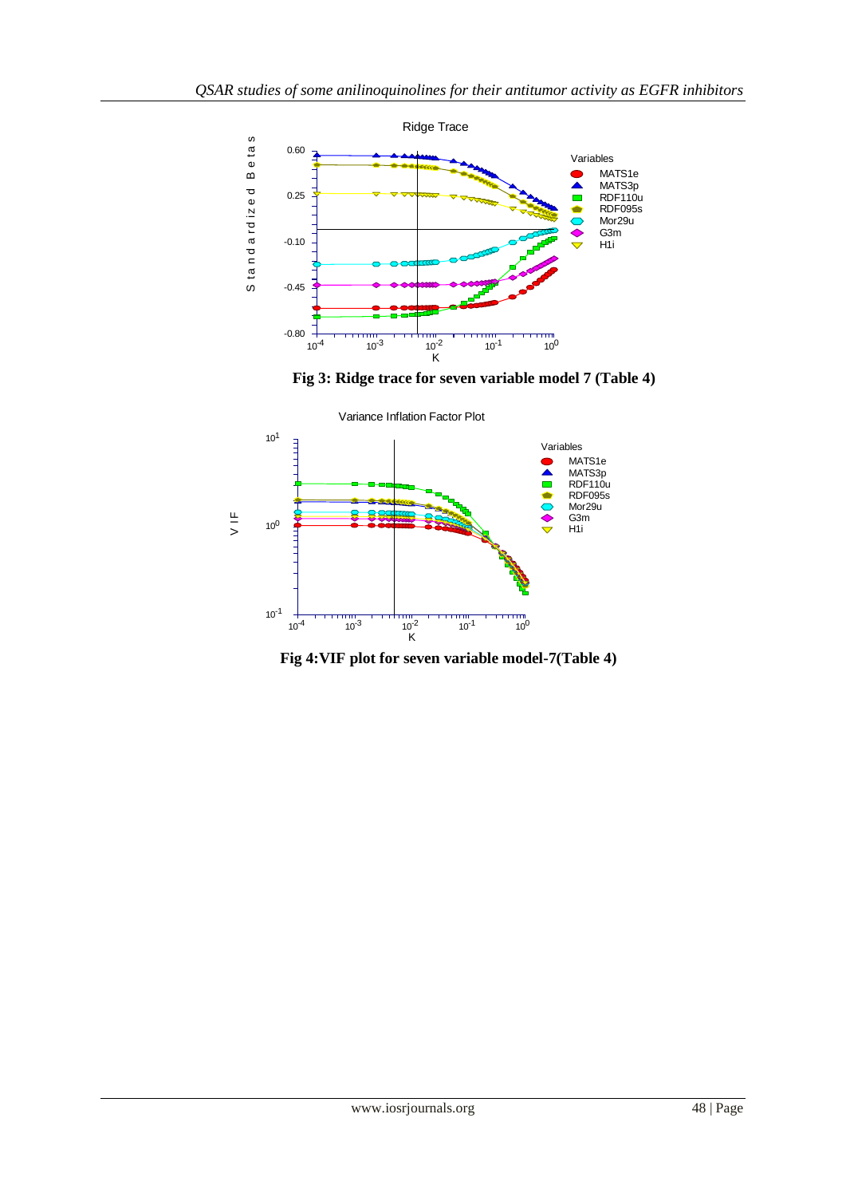Ridge Trace

Standardized Betas

0.60

0.25

-0.10

-0.45

-0.80

$10^{-4}$ $10^{-3}$ $10^{-2}$ $10^{-1}$ $10^{0}$

K

Variables
MATS1e
MATS3p
RDF110u
RDF095s
Mor29u
G3m
H1i

**Fig 3: Ridge trace for seven variable model 7 (Table 4)**

Variance Inflation Factor Plot

VIF

$10^{1}$

$10^{0}$

$10^{-1}$

$10^{-4}$ $10^{-3}$ $10^{-2}$ $10^{-1}$ $10^{0}$

K

Variables
MATS1e
MATS3p
RDF110u
RDF095s
Mor29u
G3m
H1i

**Fig 4:VIF plot for seven variable model-7(Table 4)**